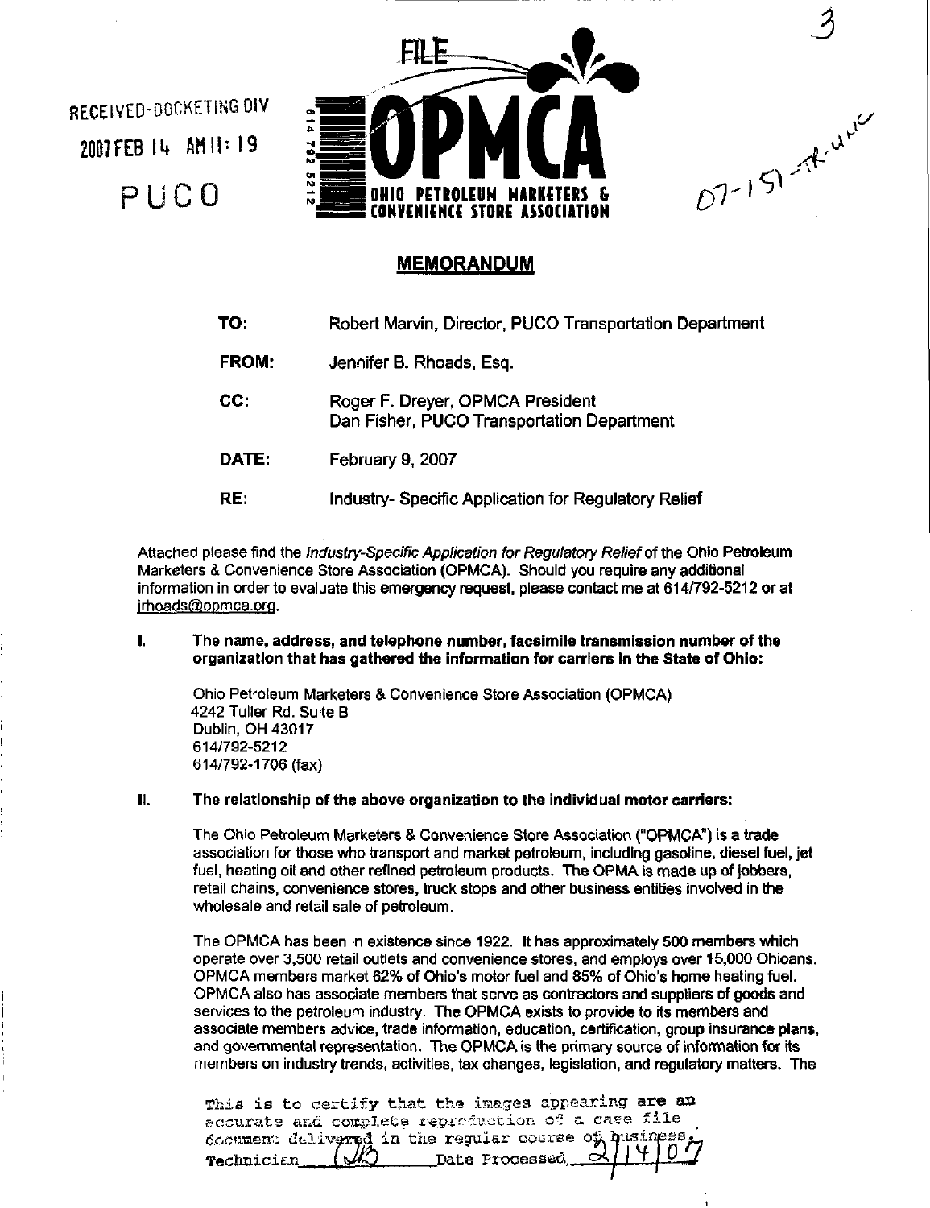RECEIVED-DOCKETING DIV

2007 FEB 14 AM 11:19

PUCO

FILE

OPMCA

OHIO PETROLEUM MARKETERS & CONVENIENCE STORE ASSOCIATION

07-151-TR-UNC

## MEMORANDUM

**TO:** Robert Marvin, Director, PUCO Transportation Department

**FROM:** Jennifer B. Rhoads, Esq.

**CC:** Roger F. Dreyer, OPMCA President
Dan Fisher, PUCO Transportation Department

**DATE:** February 9, 2007

**RE:** Industry- Specific Application for Regulatory Relief

Attached please find the *Industry-Specific Application for Regulatory Relief* of the Ohio Petroleum Marketers & Convenience Store Association (OPMCA). Should you require any additional information in order to evaluate this emergency request, please contact me at 614/792-5212 or at jrhoads@opmca.org.

**I. The name, address, and telephone number, facsimile transmission number of the organization that has gathered the information for carriers in the State of Ohio:**

Ohio Petroleum Marketers & Convenience Store Association (OPMCA)
4242 Tuller Rd. Suite B
Dublin, OH 43017
614/792-5212
614/792-1706 (fax)

**II. The relationship of the above organization to the individual motor carriers:**

The Ohio Petroleum Marketers & Convenience Store Association ("OPMCA") is a trade association for those who transport and market petroleum, including gasoline, diesel fuel, jet fuel, heating oil and other refined petroleum products. The OPMA is made up of jobbers, retail chains, convenience stores, truck stops and other business entities involved in the wholesale and retail sale of petroleum.

The OPMCA has been in existence since 1922. It has approximately 500 members which operate over 3,500 retail outlets and convenience stores, and employs over 15,000 Ohioans. OPMCA members market 62% of Ohio's motor fuel and 85% of Ohio's home heating fuel. OPMCA also has associate members that serve as contractors and suppliers of goods and services to the petroleum industry. The OPMCA exists to provide to its members and associate members advice, trade information, education, certification, group insurance plans, and governmental representation. The OPMCA is the primary source of information for its members on industry trends, activities, tax changes, legislation, and regulatory matters. The

This is to certify that the images appearing are an accurate and complete reproduction of a case file document delivered in the regular course of business.
Technician ___ Date Processed 2/14/07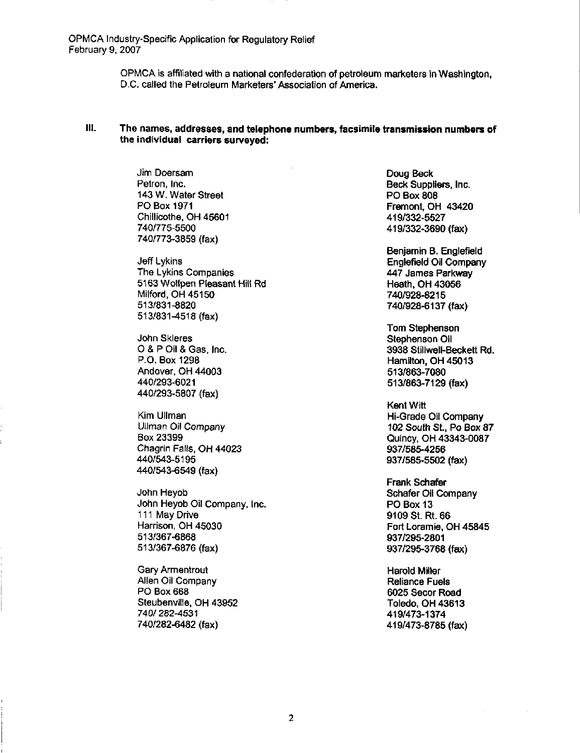OPMCA is affiliated with a national confederation of petroleum marketers in Washington, D.C. called the Petroleum Marketers' Association of America.

## III. The names, addresses, and telephone numbers, facsimile transmission numbers of the individual carriers surveyed:

Jim Doersam
Petron, Inc.
143 W. Water Street
PO Box 1971
Chillicothe, OH 45601
740/775-5500
740/773-3859 (fax)

Jeff Lykins
The Lykins Companies
5163 Wolfpen Pleasant Hill Rd
Milford, OH 45150
513/831-8820
513/831-4518 (fax)

John Skleres
O & P Oil & Gas, Inc.
P.O. Box 1298
Andover, OH 44003
440/293-6021
440/293-5807 (fax)

Kim Ullman
Ullman Oil Company
Box 23399
Chagrin Falls, OH 44023
440/543-5195
440/543-6549 (fax)

John Heyob
John Heyob Oil Company, Inc.
111 May Drive
Harrison, OH 45030
513/367-6868
513/367-6876 (fax)

Gary Armentrout
Allen Oil Company
PO Box 668
Steubenville, OH 43952
740/ 282-4531
740/282-6482 (fax)

Doug Beck
Beck Suppliers, Inc.
PO Box 808
Fremont, OH 43420
419/332-5527
419/332-3690 (fax)

Benjamin B. Englefield
Englefield Oil Company
447 James Parkway
Heath, OH 43056
740/928-8215
740/928-6137 (fax)

Tom Stephenson
Stephenson Oil
3938 Stillwell-Beckett Rd.
Hamilton, OH 45013
513/863-7080
513/863-7129 (fax)

Kent Witt
Hi-Grade Oil Company
102 South St., Po Box 87
Quincy, OH 43343-0087
937/585-4256
937/585-5502 (fax)

Frank Schafer
Schafer Oil Company
PO Box 13
9109 St. Rt. 66
Fort Loramie, OH 45845
937/295-2801
937/295-3768 (fax)

Harold Miller
Reliance Fuels
6025 Secor Road
Toledo, OH 43613
419/473-1374
419/473-8785 (fax)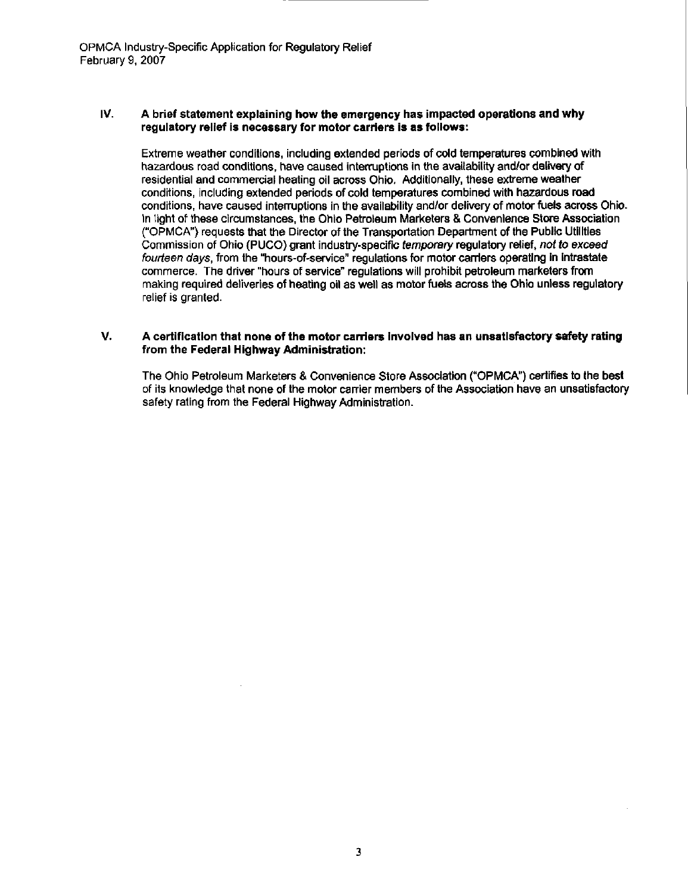**IV. A brief statement explaining how the emergency has impacted operations and why regulatory relief is necessary for motor carriers is as follows:**

Extreme weather conditions, including extended periods of cold temperatures combined with hazardous road conditions, have caused interruptions in the availability and/or delivery of residential and commercial heating oil across Ohio. Additionally, these extreme weather conditions, including extended periods of cold temperatures combined with hazardous road conditions, have caused interruptions in the availability and/or delivery of motor fuels across Ohio. In light of these circumstances, the Ohio Petroleum Marketers & Convenience Store Association ("OPMCA") requests that the Director of the Transportation Department of the Public Utilities Commission of Ohio (PUCO) grant industry-specific *temporary* regulatory relief, *not to exceed fourteen days*, from the "hours-of-service" regulations for motor carriers operating in intrastate commerce. The driver "hours of service" regulations will prohibit petroleum marketers from making required deliveries of heating oil as well as motor fuels across the Ohio unless regulatory relief is granted.

**V. A certification that none of the motor carriers involved has an unsatisfactory safety rating from the Federal Highway Administration:**

The Ohio Petroleum Marketers & Convenience Store Association ("OPMCA") certifies to the best of its knowledge that none of the motor carrier members of the Association have an unsatisfactory safety rating from the Federal Highway Administration.